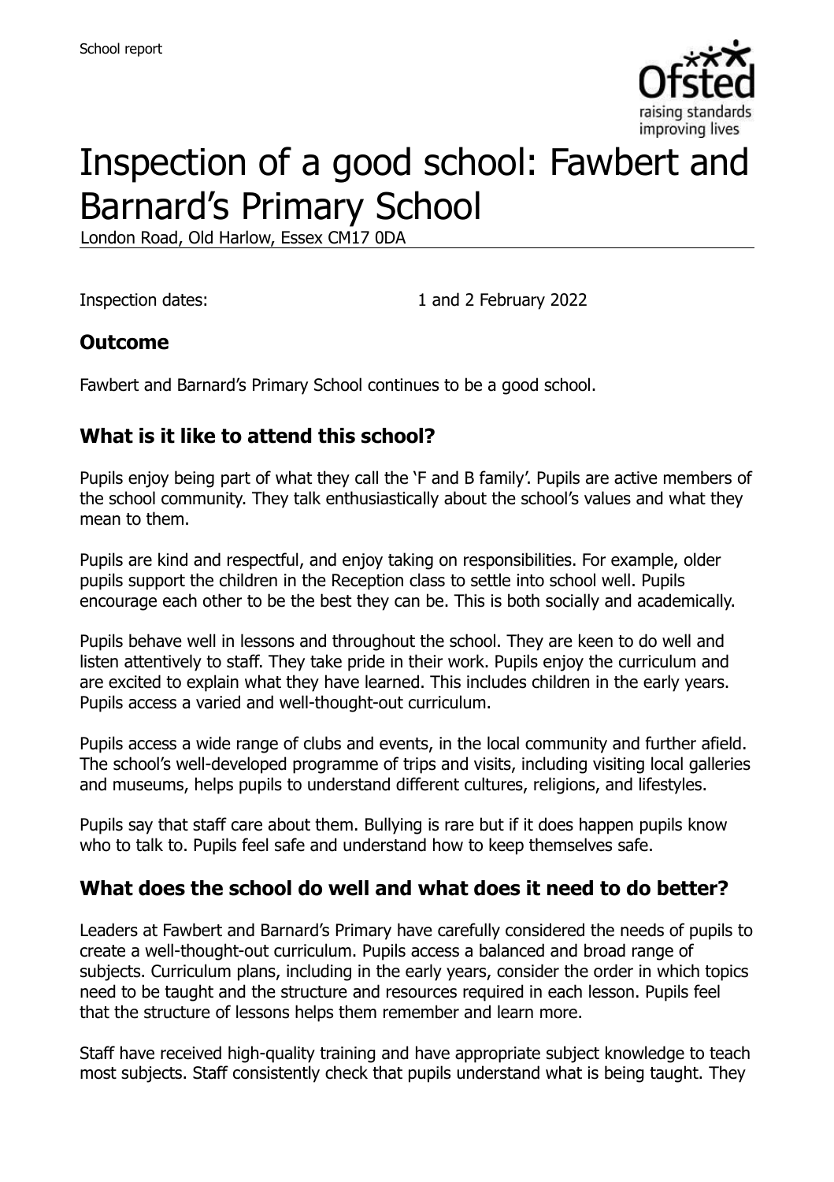# Inspection of a good school: Fawbert and Barnard's Primary School

London Road, Old Harlow, Essex CM17 0DA

Inspection dates: 1 and 2 February 2022

## Outcome

Fawbert and Barnard's Primary School continues to be a good school.

## What is it like to attend this school?

Pupils enjoy being part of what they call the 'F and B family'. Pupils are active members of the school community. They talk enthusiastically about the school's values and what they mean to them.

Pupils are kind and respectful, and enjoy taking on responsibilities. For example, older pupils support the children in the Reception class to settle into school well. Pupils encourage each other to be the best they can be. This is both socially and academically.

Pupils behave well in lessons and throughout the school. They are keen to do well and listen attentively to staff. They take pride in their work. Pupils enjoy the curriculum and are excited to explain what they have learned. This includes children in the early years. Pupils access a varied and well-thought-out curriculum.

Pupils access a wide range of clubs and events, in the local community and further afield. The school's well-developed programme of trips and visits, including visiting local galleries and museums, helps pupils to understand different cultures, religions, and lifestyles.

Pupils say that staff care about them. Bullying is rare but if it does happen pupils know who to talk to. Pupils feel safe and understand how to keep themselves safe.

## What does the school do well and what does it need to do better?

Leaders at Fawbert and Barnard's Primary have carefully considered the needs of pupils to create a well-thought-out curriculum. Pupils access a balanced and broad range of subjects. Curriculum plans, including in the early years, consider the order in which topics need to be taught and the structure and resources required in each lesson. Pupils feel that the structure of lessons helps them remember and learn more.

Staff have received high-quality training and have appropriate subject knowledge to teach most subjects. Staff consistently check that pupils understand what is being taught. They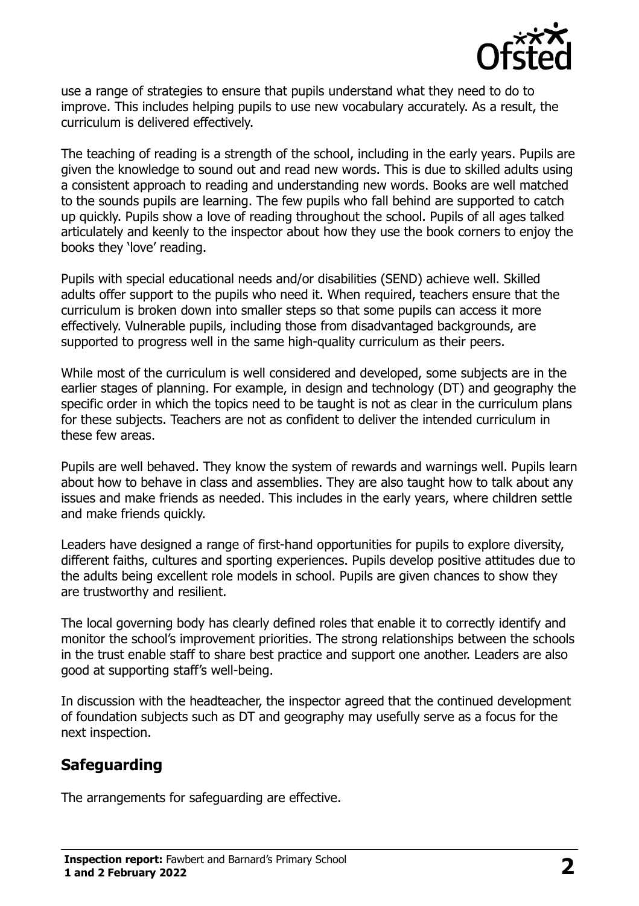use a range of strategies to ensure that pupils understand what they need to do to improve. This includes helping pupils to use new vocabulary accurately. As a result, the curriculum is delivered effectively.

The teaching of reading is a strength of the school, including in the early years. Pupils are given the knowledge to sound out and read new words. This is due to skilled adults using a consistent approach to reading and understanding new words. Books are well matched to the sounds pupils are learning. The few pupils who fall behind are supported to catch up quickly. Pupils show a love of reading throughout the school. Pupils of all ages talked articulately and keenly to the inspector about how they use the book corners to enjoy the books they 'love' reading.

Pupils with special educational needs and/or disabilities (SEND) achieve well. Skilled adults offer support to the pupils who need it. When required, teachers ensure that the curriculum is broken down into smaller steps so that some pupils can access it more effectively. Vulnerable pupils, including those from disadvantaged backgrounds, are supported to progress well in the same high-quality curriculum as their peers.

While most of the curriculum is well considered and developed, some subjects are in the earlier stages of planning. For example, in design and technology (DT) and geography the specific order in which the topics need to be taught is not as clear in the curriculum plans for these subjects. Teachers are not as confident to deliver the intended curriculum in these few areas.

Pupils are well behaved. They know the system of rewards and warnings well. Pupils learn about how to behave in class and assemblies. They are also taught how to talk about any issues and make friends as needed. This includes in the early years, where children settle and make friends quickly.

Leaders have designed a range of first-hand opportunities for pupils to explore diversity, different faiths, cultures and sporting experiences. Pupils develop positive attitudes due to the adults being excellent role models in school. Pupils are given chances to show they are trustworthy and resilient.

The local governing body has clearly defined roles that enable it to correctly identify and monitor the school's improvement priorities. The strong relationships between the schools in the trust enable staff to share best practice and support one another. Leaders are also good at supporting staff's well-being.

In discussion with the headteacher, the inspector agreed that the continued development of foundation subjects such as DT and geography may usefully serve as a focus for the next inspection.

## Safeguarding

The arrangements for safeguarding are effective.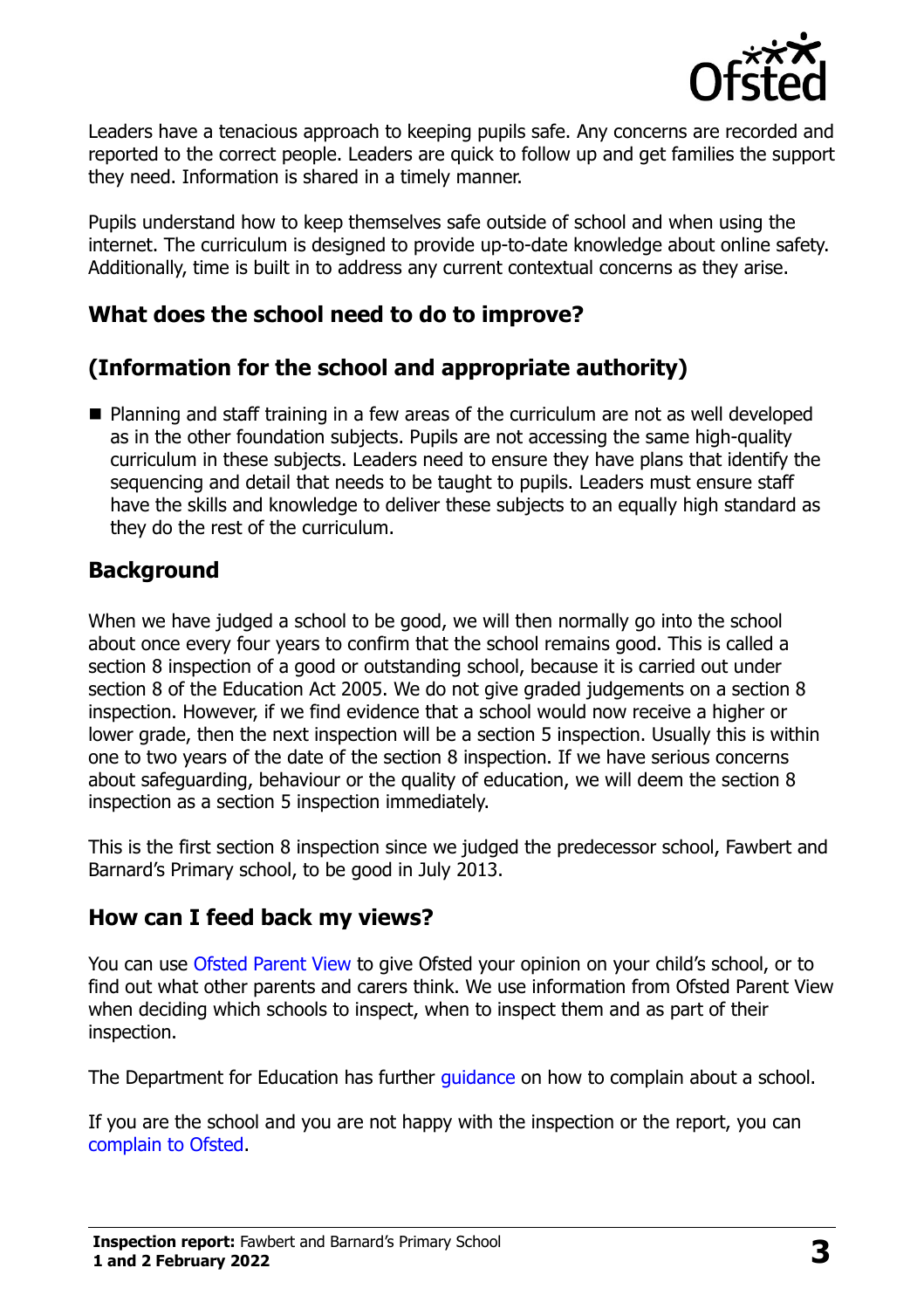Leaders have a tenacious approach to keeping pupils safe. Any concerns are recorded and reported to the correct people. Leaders are quick to follow up and get families the support they need. Information is shared in a timely manner.

Pupils understand how to keep themselves safe outside of school and when using the internet. The curriculum is designed to provide up-to-date knowledge about online safety. Additionally, time is built in to address any current contextual concerns as they arise.

## What does the school need to do to improve?

## (Information for the school and appropriate authority)

- Planning and staff training in a few areas of the curriculum are not as well developed as in the other foundation subjects. Pupils are not accessing the same high-quality curriculum in these subjects. Leaders need to ensure they have plans that identify the sequencing and detail that needs to be taught to pupils. Leaders must ensure staff have the skills and knowledge to deliver these subjects to an equally high standard as they do the rest of the curriculum.

## Background

When we have judged a school to be good, we will then normally go into the school about once every four years to confirm that the school remains good. This is called a section 8 inspection of a good or outstanding school, because it is carried out under section 8 of the Education Act 2005. We do not give graded judgements on a section 8 inspection. However, if we find evidence that a school would now receive a higher or lower grade, then the next inspection will be a section 5 inspection. Usually this is within one to two years of the date of the section 8 inspection. If we have serious concerns about safeguarding, behaviour or the quality of education, we will deem the section 8 inspection as a section 5 inspection immediately.

This is the first section 8 inspection since we judged the predecessor school, Fawbert and Barnard's Primary school, to be good in July 2013.

## How can I feed back my views?

You can use Ofsted Parent View to give Ofsted your opinion on your child's school, or to find out what other parents and carers think. We use information from Ofsted Parent View when deciding which schools to inspect, when to inspect them and as part of their inspection.

The Department for Education has further guidance on how to complain about a school.

If you are the school and you are not happy with the inspection or the report, you can complain to Ofsted.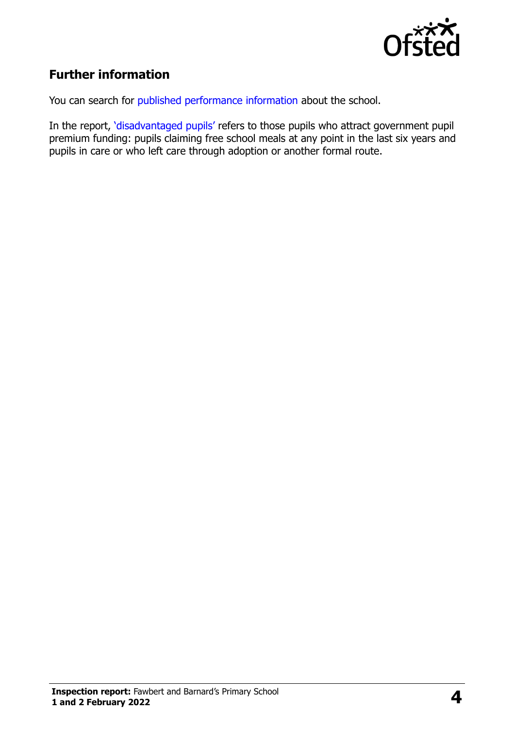## Further information

You can search for published performance information about the school.

In the report, 'disadvantaged pupils' refers to those pupils who attract government pupil premium funding: pupils claiming free school meals at any point in the last six years and pupils in care or who left care through adoption or another formal route.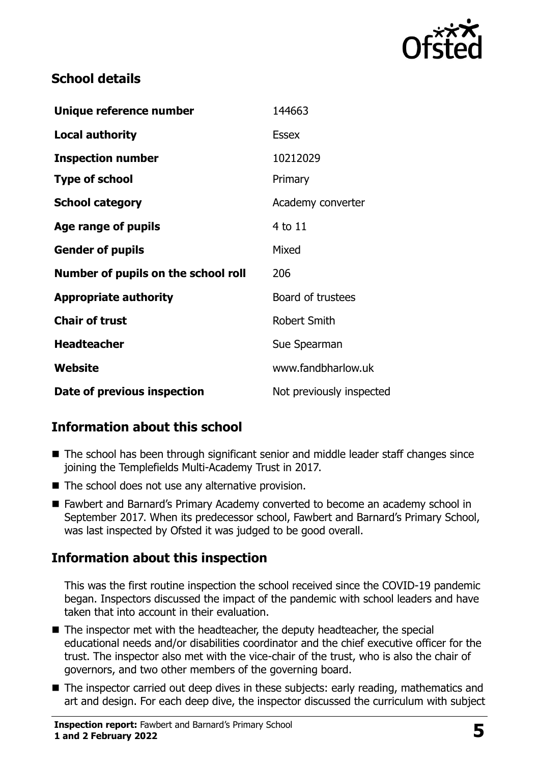## School details

| | |
|---|---|
| **Unique reference number** | 144663 |
| **Local authority** | Essex |
| **Inspection number** | 10212029 |
| **Type of school** | Primary |
| **School category** | Academy converter |
| **Age range of pupils** | 4 to 11 |
| **Gender of pupils** | Mixed |
| **Number of pupils on the school roll** | 206 |
| **Appropriate authority** | Board of trustees |
| **Chair of trust** | Robert Smith |
| **Headteacher** | Sue Spearman |
| **Website** | www.fandbharlow.uk |
| **Date of previous inspection** | Not previously inspected |

## Information about this school

- The school has been through significant senior and middle leader staff changes since joining the Templefields Multi-Academy Trust in 2017.
- The school does not use any alternative provision.
- Fawbert and Barnard's Primary Academy converted to become an academy school in September 2017. When its predecessor school, Fawbert and Barnard's Primary School, was last inspected by Ofsted it was judged to be good overall.

## Information about this inspection

This was the first routine inspection the school received since the COVID-19 pandemic began. Inspectors discussed the impact of the pandemic with school leaders and have taken that into account in their evaluation.

- The inspector met with the headteacher, the deputy headteacher, the special educational needs and/or disabilities coordinator and the chief executive officer for the trust. The inspector also met with the vice-chair of the trust, who is also the chair of governors, and two other members of the governing board.
- The inspector carried out deep dives in these subjects: early reading, mathematics and art and design. For each deep dive, the inspector discussed the curriculum with subject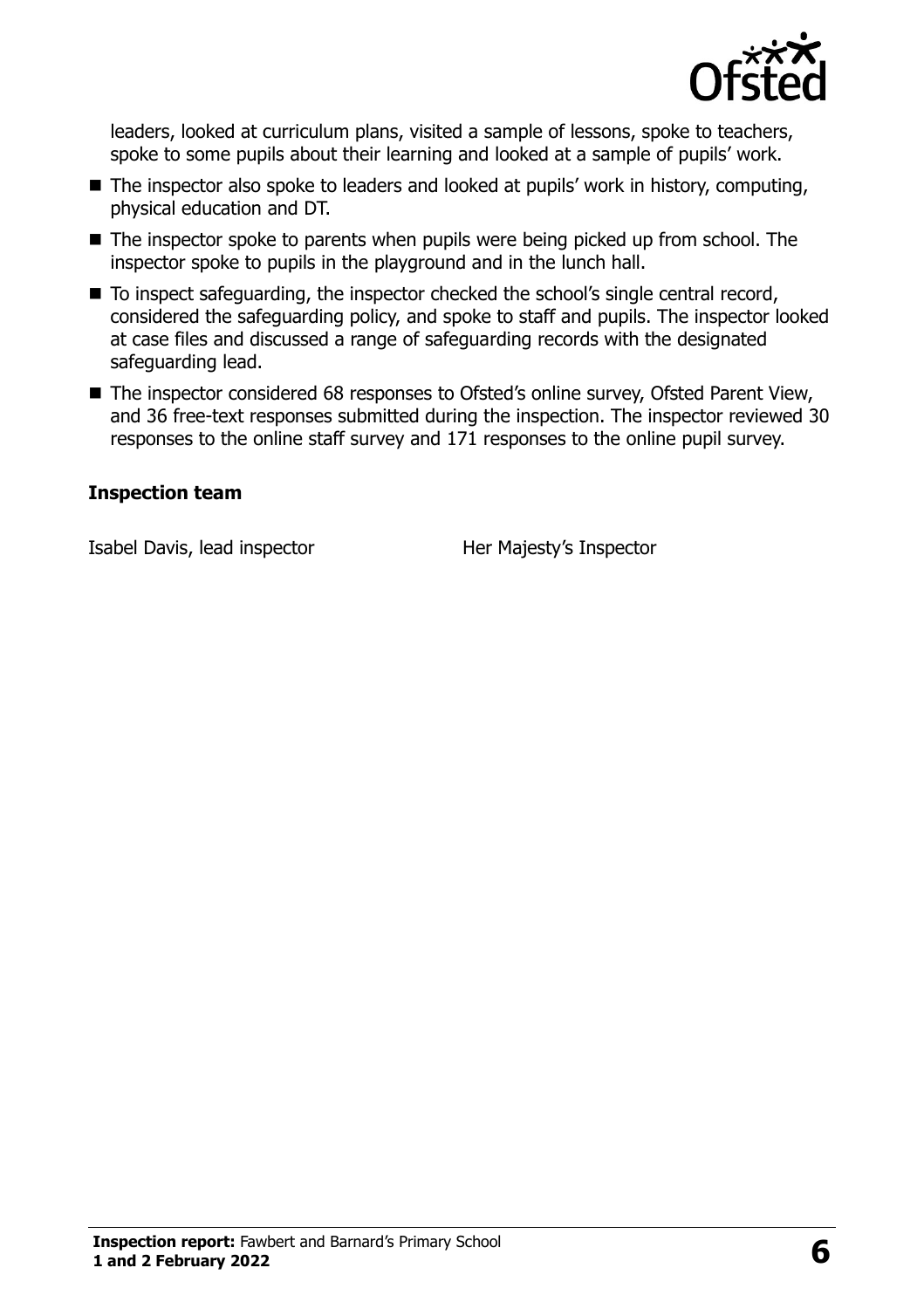leaders, looked at curriculum plans, visited a sample of lessons, spoke to teachers, spoke to some pupils about their learning and looked at a sample of pupils' work.

- The inspector also spoke to leaders and looked at pupils' work in history, computing, physical education and DT.
- The inspector spoke to parents when pupils were being picked up from school. The inspector spoke to pupils in the playground and in the lunch hall.
- To inspect safeguarding, the inspector checked the school's single central record, considered the safeguarding policy, and spoke to staff and pupils. The inspector looked at case files and discussed a range of safeguarding records with the designated safeguarding lead.
- The inspector considered 68 responses to Ofsted's online survey, Ofsted Parent View, and 36 free-text responses submitted during the inspection. The inspector reviewed 30 responses to the online staff survey and 171 responses to the online pupil survey.

### Inspection team

| | |
|---|---|
| Isabel Davis, lead inspector | Her Majesty's Inspector |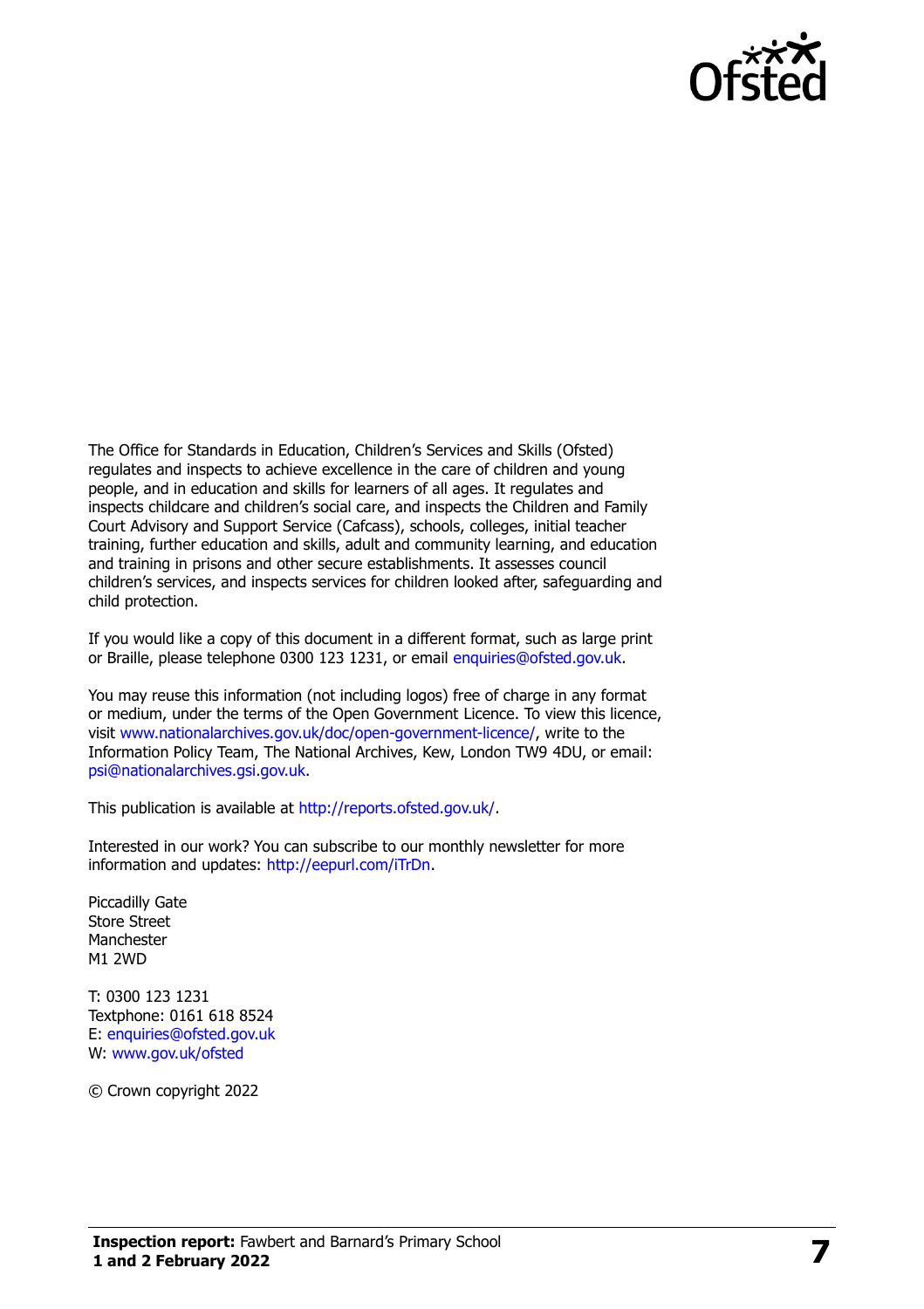The Office for Standards in Education, Children's Services and Skills (Ofsted) regulates and inspects to achieve excellence in the care of children and young people, and in education and skills for learners of all ages. It regulates and inspects childcare and children's social care, and inspects the Children and Family Court Advisory and Support Service (Cafcass), schools, colleges, initial teacher training, further education and skills, adult and community learning, and education and training in prisons and other secure establishments. It assesses council children's services, and inspects services for children looked after, safeguarding and child protection.

If you would like a copy of this document in a different format, such as large print or Braille, please telephone 0300 123 1231, or email enquiries@ofsted.gov.uk.

You may reuse this information (not including logos) free of charge in any format or medium, under the terms of the Open Government Licence. To view this licence, visit www.nationalarchives.gov.uk/doc/open-government-licence/, write to the Information Policy Team, The National Archives, Kew, London TW9 4DU, or email: psi@nationalarchives.gsi.gov.uk.

This publication is available at http://reports.ofsted.gov.uk/.

Interested in our work? You can subscribe to our monthly newsletter for more information and updates: http://eepurl.com/iTrDn.

Piccadilly Gate
Store Street
Manchester
M1 2WD

T: 0300 123 1231
Textphone: 0161 618 8524
E: enquiries@ofsted.gov.uk
W: www.gov.uk/ofsted

© Crown copyright 2022